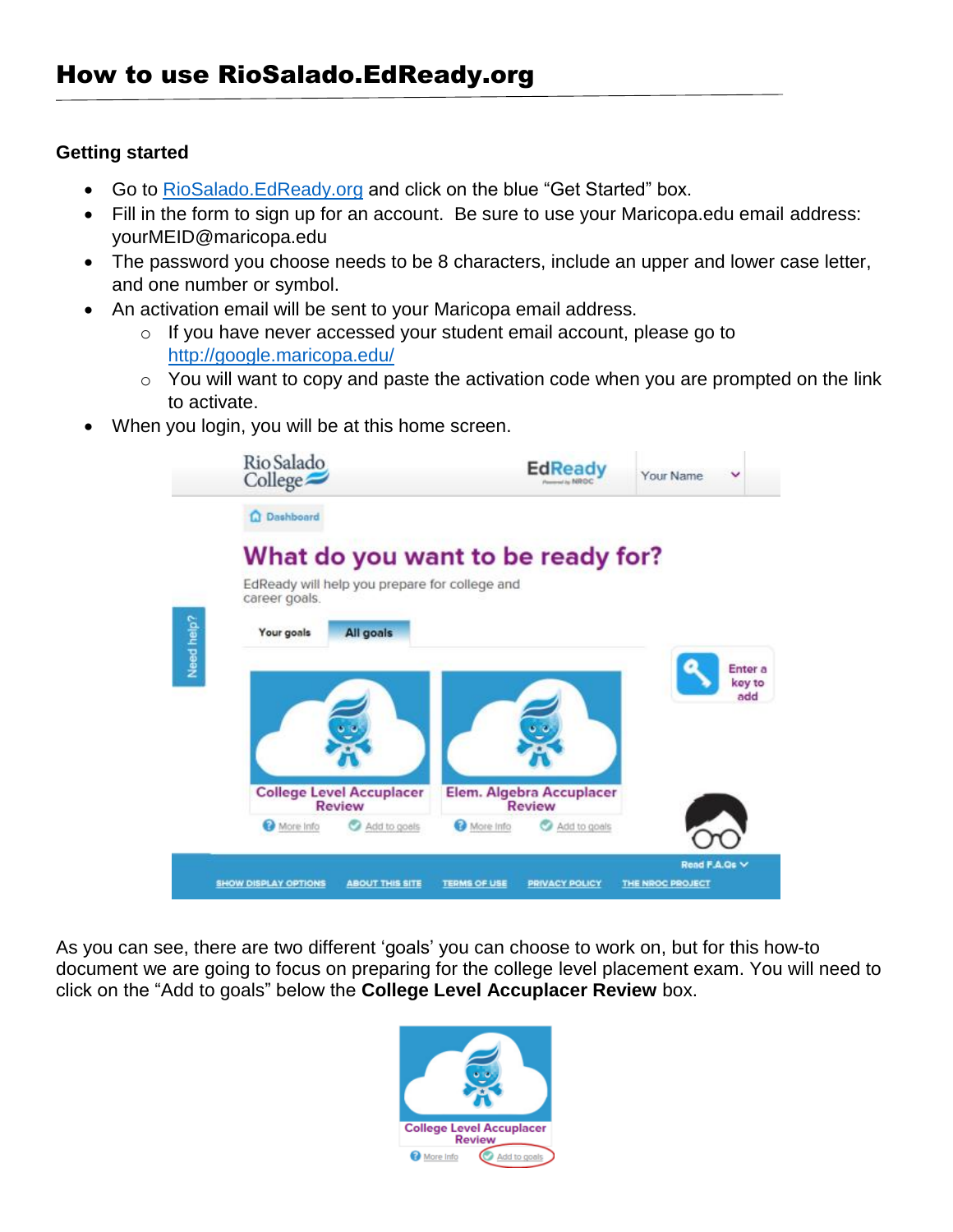# How to use RioSalado.EdReady.org

**Getting started**

- Go to [RioSalado.EdReady.org](RioSalado.EdReady.org) and click on the blue "Get Started" box.
- Fill in the form to sign up for an account. Be sure to use your Maricopa.edu email address: yourMEID@maricopa.edu
- The password you choose needs to be 8 characters, include an upper and lower case letter, and one number or symbol.
- An activation email will be sent to your Maricopa email address.
  - If you have never accessed your student email account, please go to [http://google.maricopa.edu/](http://google.maricopa.edu/)
  - You will want to copy and paste the activation code when you are prompted on the link to activate.
- When you login, you will be at this home screen.

As you can see, there are two different 'goals' you can choose to work on, but for this how-to document we are going to focus on preparing for the college level placement exam. You will need to click on the "Add to goals" below the **College Level Accuplacer Review** box.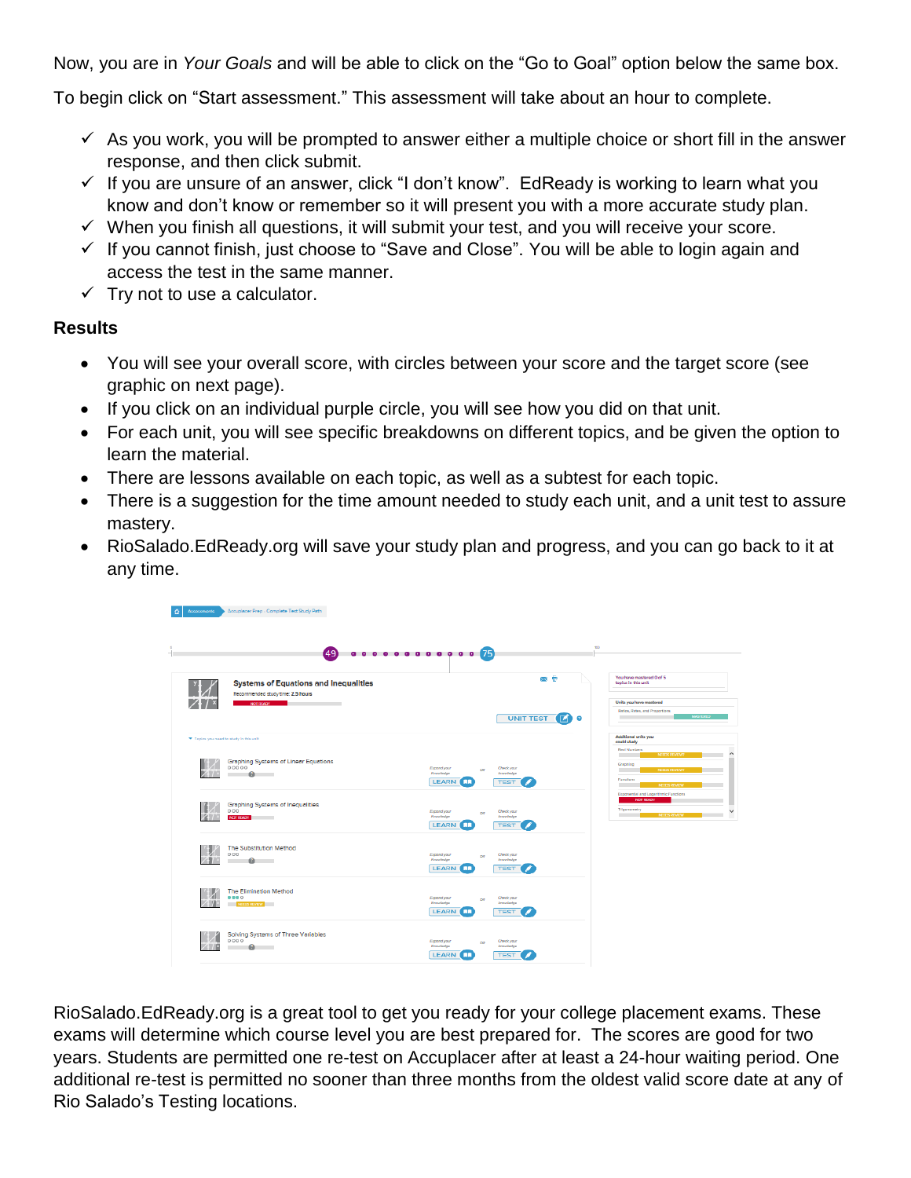Now, you are in *Your Goals* and will be able to click on the “Go to Goal” option below the same box.

To begin click on “Start assessment.” This assessment will take about an hour to complete.

- ✓ As you work, you will be prompted to answer either a multiple choice or short fill in the answer response, and then click submit.
- ✓ If you are unsure of an answer, click “I don’t know”. EdReady is working to learn what you know and don’t know or remember so it will present you with a more accurate study plan.
- ✓ When you finish all questions, it will submit your test, and you will receive your score.
- ✓ If you cannot finish, just choose to “Save and Close”. You will be able to login again and access the test in the same manner.
- ✓ Try not to use a calculator.

**Results**

- You will see your overall score, with circles between your score and the target score (see graphic on next page).
- If you click on an individual purple circle, you will see how you did on that unit.
- For each unit, you will see specific breakdowns on different topics, and be given the option to learn the material.
- There are lessons available on each topic, as well as a subtest for each topic.
- There is a suggestion for the time amount needed to study each unit, and a unit test to assure mastery.
- RioSalado.EdReady.org will save your study plan and progress, and you can go back to it at any time.

RioSalado.EdReady.org is a great tool to get you ready for your college placement exams. These exams will determine which course level you are best prepared for. The scores are good for two years. Students are permitted one re-test on Accuplacer after at least a 24-hour waiting period. One additional re-test is permitted no sooner than three months from the oldest valid score date at any of Rio Salado’s Testing locations.